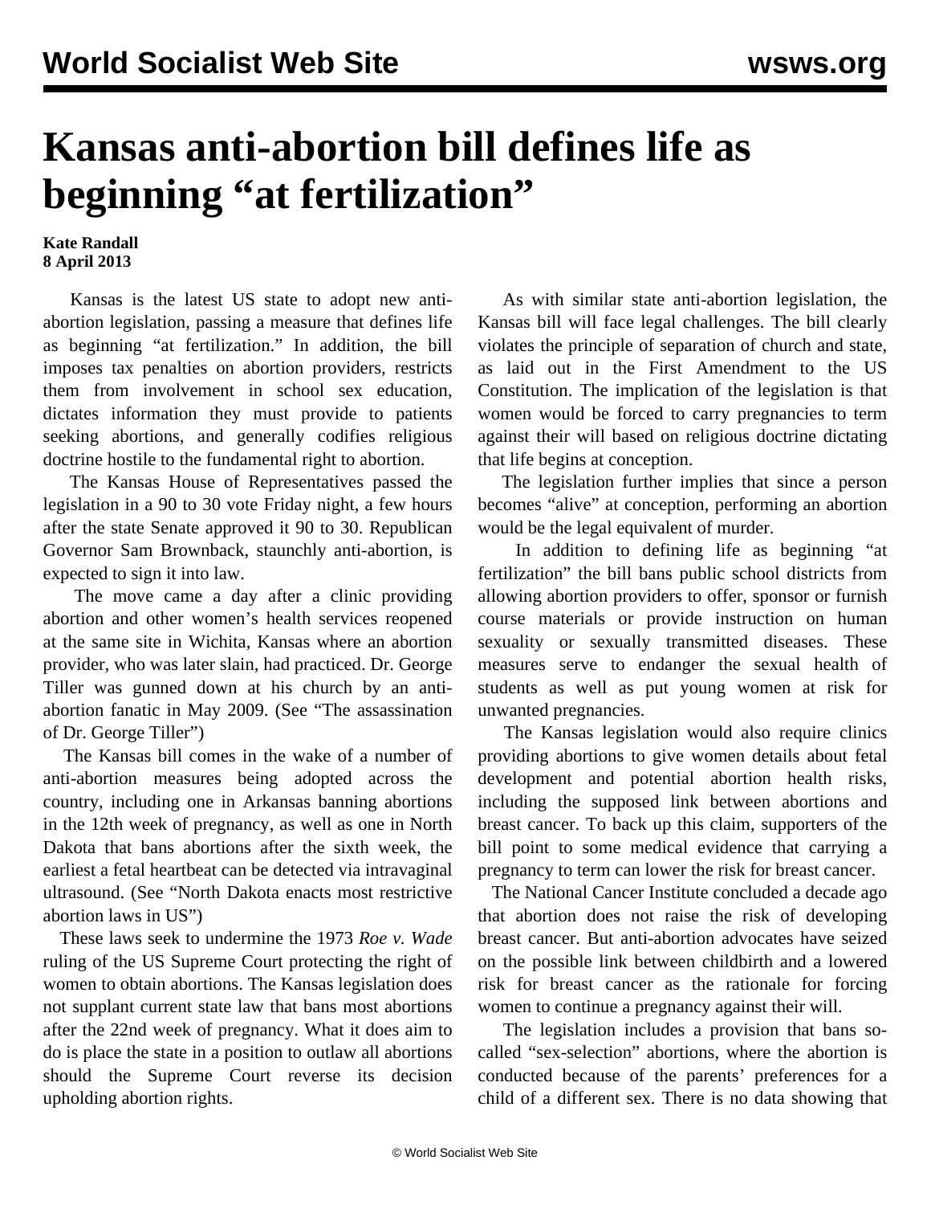# Kansas anti-abortion bill defines life as beginning "at fertilization"

**Kate Randall**
**8 April 2013**

Kansas is the latest US state to adopt new anti-abortion legislation, passing a measure that defines life as beginning "at fertilization." In addition, the bill imposes tax penalties on abortion providers, restricts them from involvement in school sex education, dictates information they must provide to patients seeking abortions, and generally codifies religious doctrine hostile to the fundamental right to abortion.

The Kansas House of Representatives passed the legislation in a 90 to 30 vote Friday night, a few hours after the state Senate approved it 90 to 30. Republican Governor Sam Brownback, staunchly anti-abortion, is expected to sign it into law.

The move came a day after a clinic providing abortion and other women's health services reopened at the same site in Wichita, Kansas where an abortion provider, who was later slain, had practiced. Dr. George Tiller was gunned down at his church by an anti-abortion fanatic in May 2009. (See "The assassination of Dr. George Tiller")

The Kansas bill comes in the wake of a number of anti-abortion measures being adopted across the country, including one in Arkansas banning abortions in the 12th week of pregnancy, as well as one in North Dakota that bans abortions after the sixth week, the earliest a fetal heartbeat can be detected via intravaginal ultrasound. (See "North Dakota enacts most restrictive abortion laws in US")

These laws seek to undermine the 1973 *Roe v. Wade* ruling of the US Supreme Court protecting the right of women to obtain abortions. The Kansas legislation does not supplant current state law that bans most abortions after the 22nd week of pregnancy. What it does aim to do is place the state in a position to outlaw all abortions should the Supreme Court reverse its decision upholding abortion rights.

As with similar state anti-abortion legislation, the Kansas bill will face legal challenges. The bill clearly violates the principle of separation of church and state, as laid out in the First Amendment to the US Constitution. The implication of the legislation is that women would be forced to carry pregnancies to term against their will based on religious doctrine dictating that life begins at conception.

The legislation further implies that since a person becomes "alive" at conception, performing an abortion would be the legal equivalent of murder.

In addition to defining life as beginning "at fertilization" the bill bans public school districts from allowing abortion providers to offer, sponsor or furnish course materials or provide instruction on human sexuality or sexually transmitted diseases. These measures serve to endanger the sexual health of students as well as put young women at risk for unwanted pregnancies.

The Kansas legislation would also require clinics providing abortions to give women details about fetal development and potential abortion health risks, including the supposed link between abortions and breast cancer. To back up this claim, supporters of the bill point to some medical evidence that carrying a pregnancy to term can lower the risk for breast cancer.

The National Cancer Institute concluded a decade ago that abortion does not raise the risk of developing breast cancer. But anti-abortion advocates have seized on the possible link between childbirth and a lowered risk for breast cancer as the rationale for forcing women to continue a pregnancy against their will.

The legislation includes a provision that bans so-called "sex-selection" abortions, where the abortion is conducted because of the parents' preferences for a child of a different sex. There is no data showing that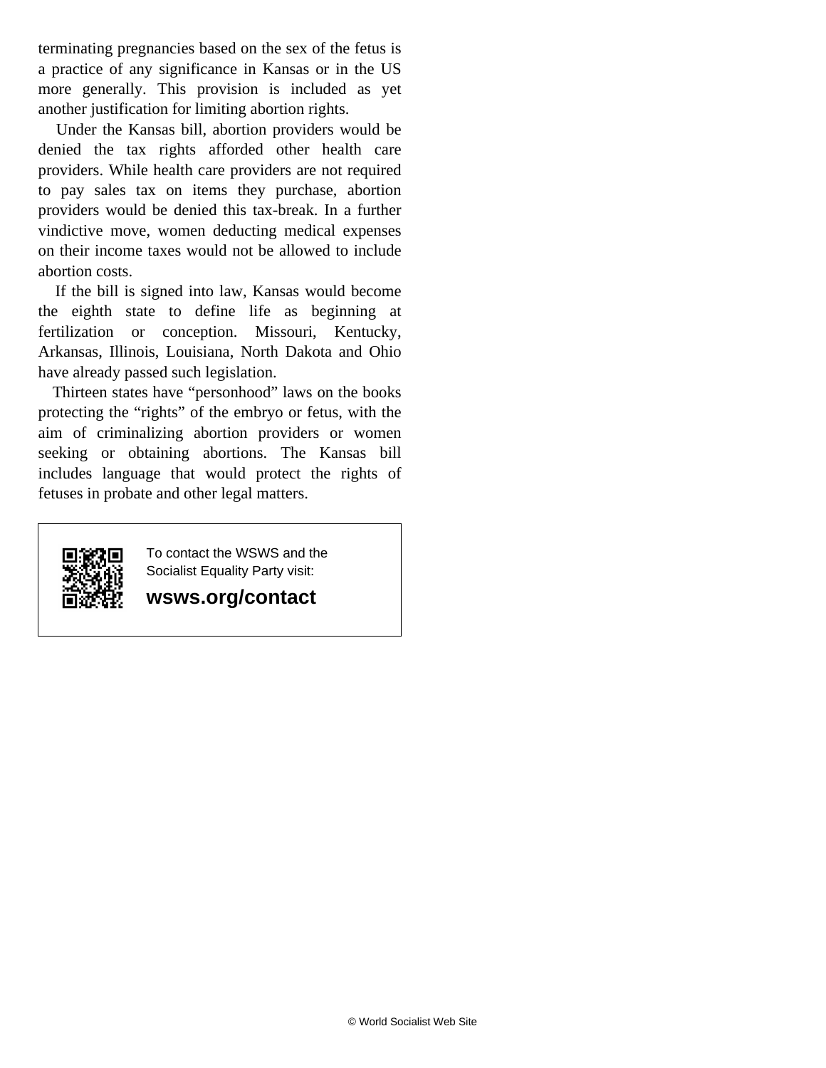terminating pregnancies based on the sex of the fetus is a practice of any significance in Kansas or in the US more generally. This provision is included as yet another justification for limiting abortion rights.

Under the Kansas bill, abortion providers would be denied the tax rights afforded other health care providers. While health care providers are not required to pay sales tax on items they purchase, abortion providers would be denied this tax-break. In a further vindictive move, women deducting medical expenses on their income taxes would not be allowed to include abortion costs.

If the bill is signed into law, Kansas would become the eighth state to define life as beginning at fertilization or conception. Missouri, Kentucky, Arkansas, Illinois, Louisiana, North Dakota and Ohio have already passed such legislation.

Thirteen states have "personhood" laws on the books protecting the "rights" of the embryo or fetus, with the aim of criminalizing abortion providers or women seeking or obtaining abortions. The Kansas bill includes language that would protect the rights of fetuses in probate and other legal matters.

To contact the WSWS and the Socialist Equality Party visit:

**wsws.org/contact**